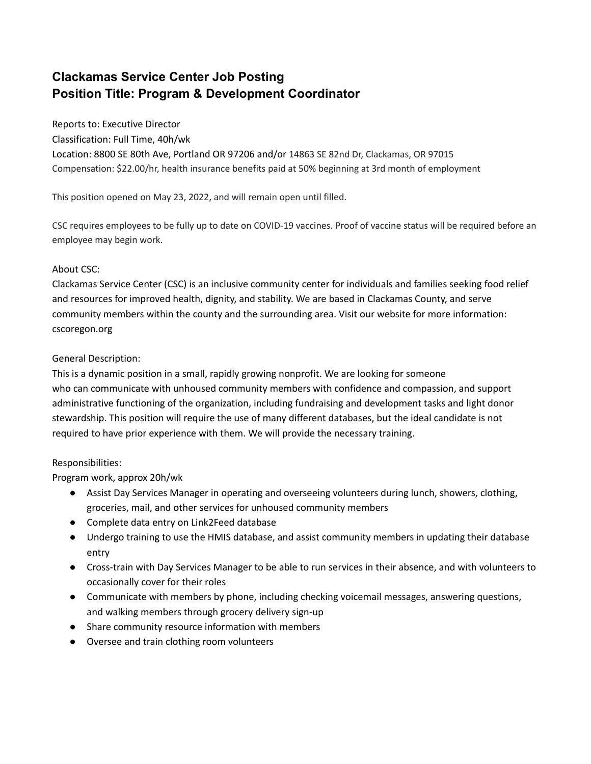# Clackamas Service Center Job Posting
# Position Title: Program & Development Coordinator

Reports to: Executive Director
Classification: Full Time, 40h/wk
Location: 8800 SE 80th Ave, Portland OR 97206 and/or 14863 SE 82nd Dr, Clackamas, OR 97015
Compensation: $22.00/hr, health insurance benefits paid at 50% beginning at 3rd month of employment

This position opened on May 23, 2022, and will remain open until filled.

CSC requires employees to be fully up to date on COVID-19 vaccines. Proof of vaccine status will be required before an employee may begin work.

About CSC:
Clackamas Service Center (CSC) is an inclusive community center for individuals and families seeking food relief and resources for improved health, dignity, and stability. We are based in Clackamas County, and serve community members within the county and the surrounding area. Visit our website for more information: cscoregon.org

General Description:
This is a dynamic position in a small, rapidly growing nonprofit. We are looking for someone who can communicate with unhoused community members with confidence and compassion, and support administrative functioning of the organization, including fundraising and development tasks and light donor stewardship. This position will require the use of many different databases, but the ideal candidate is not required to have prior experience with them. We will provide the necessary training.

Responsibilities:
Program work, approx 20h/wk

- Assist Day Services Manager in operating and overseeing volunteers during lunch, showers, clothing, groceries, mail, and other services for unhoused community members
- Complete data entry on Link2Feed database
- Undergo training to use the HMIS database, and assist community members in updating their database entry
- Cross-train with Day Services Manager to be able to run services in their absence, and with volunteers to occasionally cover for their roles
- Communicate with members by phone, including checking voicemail messages, answering questions, and walking members through grocery delivery sign-up
- Share community resource information with members
- Oversee and train clothing room volunteers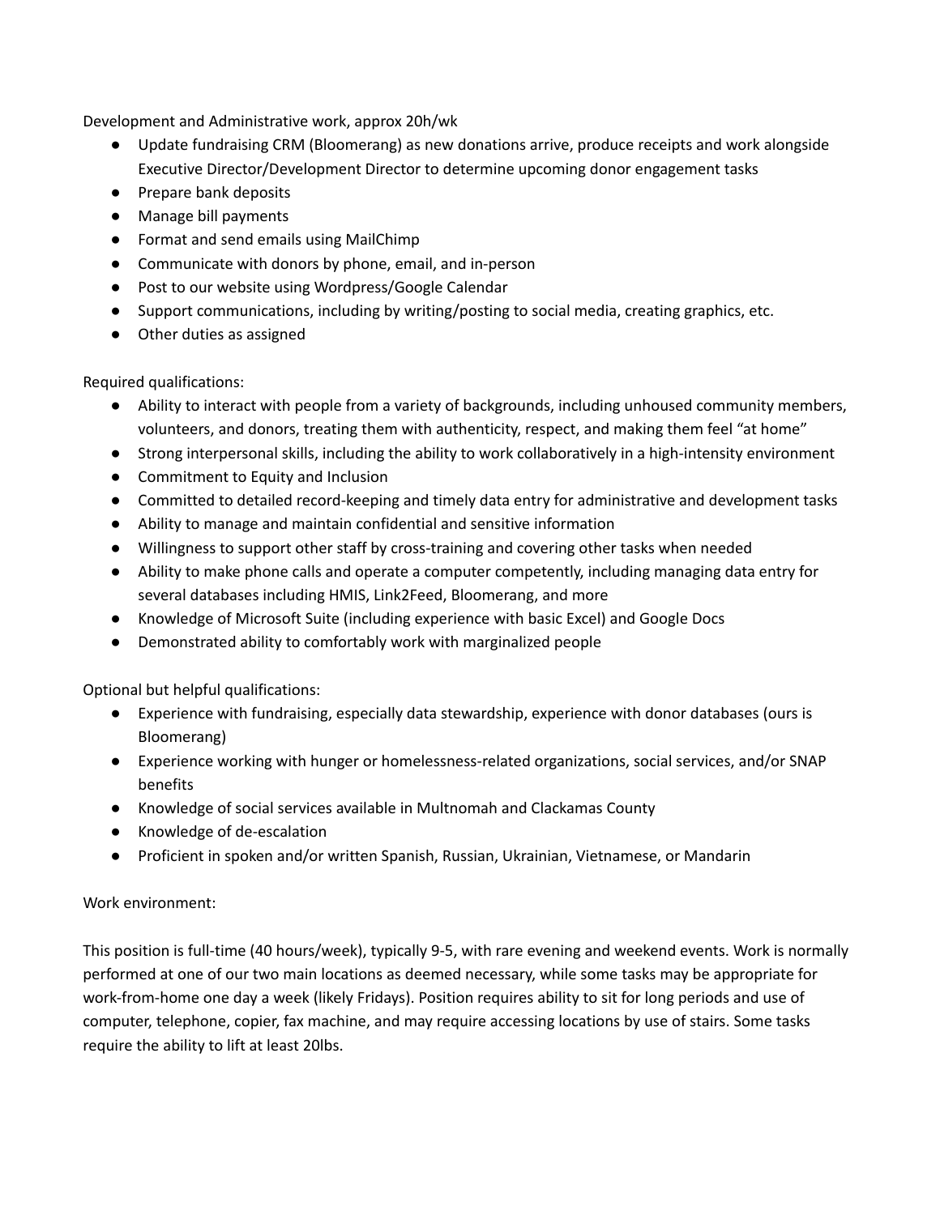Development and Administrative work, approx 20h/wk

- Update fundraising CRM (Bloomerang) as new donations arrive, produce receipts and work alongside Executive Director/Development Director to determine upcoming donor engagement tasks
- Prepare bank deposits
- Manage bill payments
- Format and send emails using MailChimp
- Communicate with donors by phone, email, and in-person
- Post to our website using Wordpress/Google Calendar
- Support communications, including by writing/posting to social media, creating graphics, etc.
- Other duties as assigned

Required qualifications:

- Ability to interact with people from a variety of backgrounds, including unhoused community members, volunteers, and donors, treating them with authenticity, respect, and making them feel "at home"
- Strong interpersonal skills, including the ability to work collaboratively in a high-intensity environment
- Commitment to Equity and Inclusion
- Committed to detailed record-keeping and timely data entry for administrative and development tasks
- Ability to manage and maintain confidential and sensitive information
- Willingness to support other staff by cross-training and covering other tasks when needed
- Ability to make phone calls and operate a computer competently, including managing data entry for several databases including HMIS, Link2Feed, Bloomerang, and more
- Knowledge of Microsoft Suite (including experience with basic Excel) and Google Docs
- Demonstrated ability to comfortably work with marginalized people

Optional but helpful qualifications:

- Experience with fundraising, especially data stewardship, experience with donor databases (ours is Bloomerang)
- Experience working with hunger or homelessness-related organizations, social services, and/or SNAP benefits
- Knowledge of social services available in Multnomah and Clackamas County
- Knowledge of de-escalation
- Proficient in spoken and/or written Spanish, Russian, Ukrainian, Vietnamese, or Mandarin

Work environment:

This position is full-time (40 hours/week), typically 9-5, with rare evening and weekend events. Work is normally performed at one of our two main locations as deemed necessary, while some tasks may be appropriate for work-from-home one day a week (likely Fridays). Position requires ability to sit for long periods and use of computer, telephone, copier, fax machine, and may require accessing locations by use of stairs. Some tasks require the ability to lift at least 20lbs.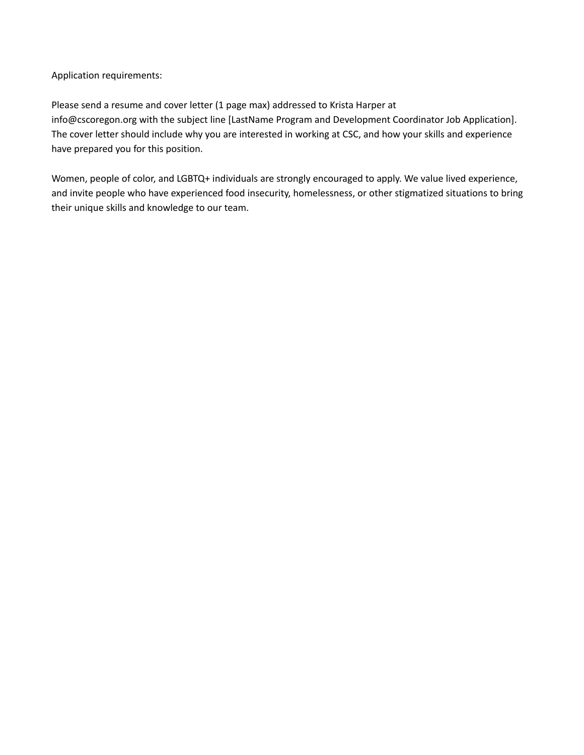Application requirements:

Please send a resume and cover letter (1 page max) addressed to Krista Harper at info@cscoregon.org with the subject line [LastName Program and Development Coordinator Job Application]. The cover letter should include why you are interested in working at CSC, and how your skills and experience have prepared you for this position.

Women, people of color, and LGBTQ+ individuals are strongly encouraged to apply. We value lived experience, and invite people who have experienced food insecurity, homelessness, or other stigmatized situations to bring their unique skills and knowledge to our team.